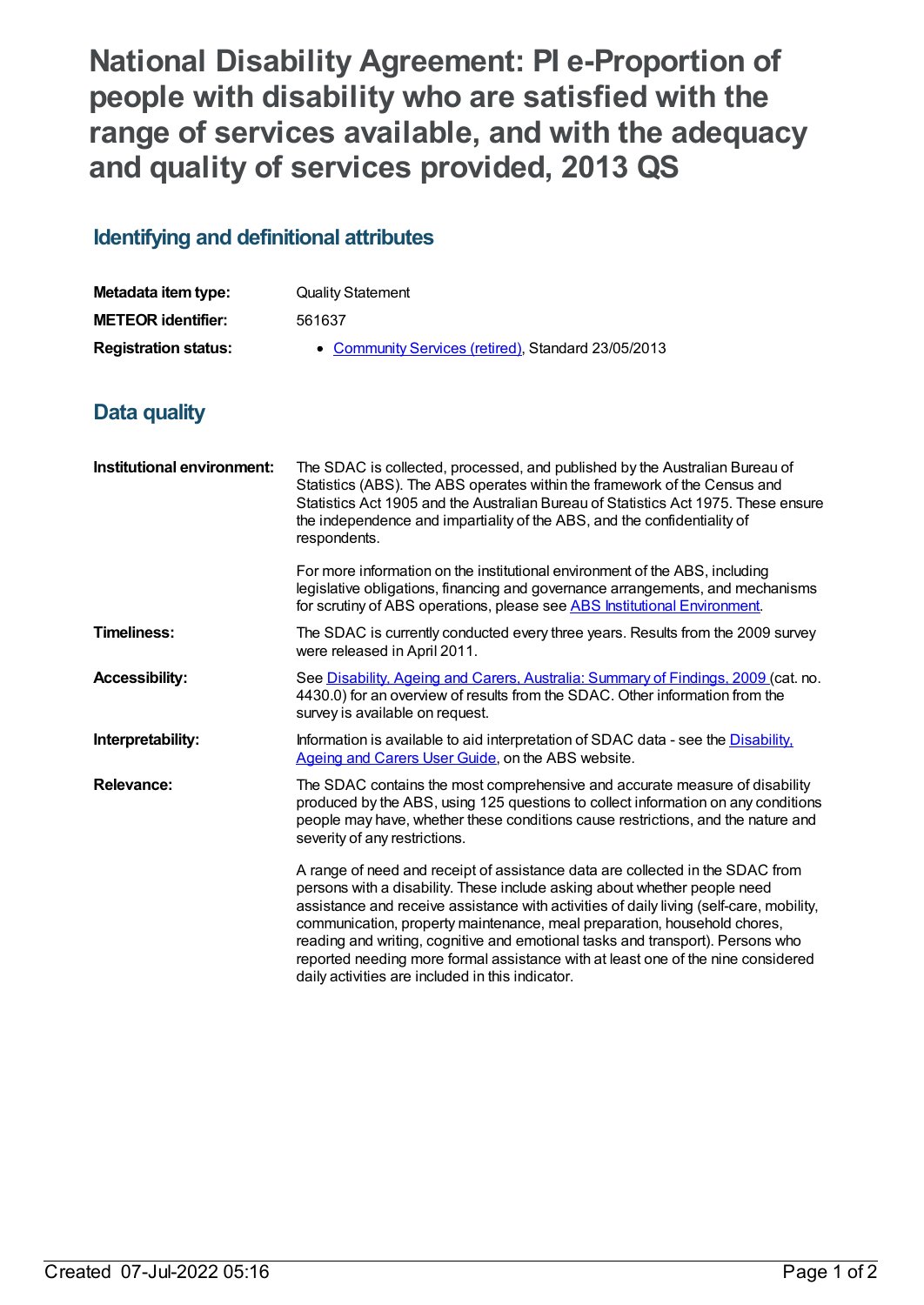# National Disability Agreement: PI e-Proportion of people with disability who are satisfied with the range of services available, and with the adequacy and quality of services provided, 2013 QS

## Identifying and definitional attributes

| | |
|---|---|
| **Metadata item type:** | Quality Statement |
| **METEOR identifier:** | 561637 |
| **Registration status:** | • Community Services (retired), Standard 23/05/2013 |

## Data quality

| | |
|---|---|
| **Institutional environment:** | The SDAC is collected, processed, and published by the Australian Bureau of Statistics (ABS). The ABS operates within the framework of the Census and Statistics Act 1905 and the Australian Bureau of Statistics Act 1975. These ensure the independence and impartiality of the ABS, and the confidentiality of respondents.<br><br>For more information on the institutional environment of the ABS, including legislative obligations, financing and governance arrangements, and mechanisms for scrutiny of ABS operations, please see ABS Institutional Environment. |
| **Timeliness:** | The SDAC is currently conducted every three years. Results from the 2009 survey were released in April 2011. |
| **Accessibility:** | See Disability, Ageing and Carers, Australia: Summary of Findings, 2009 (cat. no. 4430.0) for an overview of results from the SDAC. Other information from the survey is available on request. |
| **Interpretability:** | Information is available to aid interpretation of SDAC data - see the Disability, Ageing and Carers User Guide, on the ABS website. |
| **Relevance:** | The SDAC contains the most comprehensive and accurate measure of disability produced by the ABS, using 125 questions to collect information on any conditions people may have, whether these conditions cause restrictions, and the nature and severity of any restrictions.<br><br>A range of need and receipt of assistance data are collected in the SDAC from persons with a disability. These include asking about whether people need assistance and receive assistance with activities of daily living (self-care, mobility, communication, property maintenance, meal preparation, household chores, reading and writing, cognitive and emotional tasks and transport). Persons who reported needing more formal assistance with at least one of the nine considered daily activities are included in this indicator. |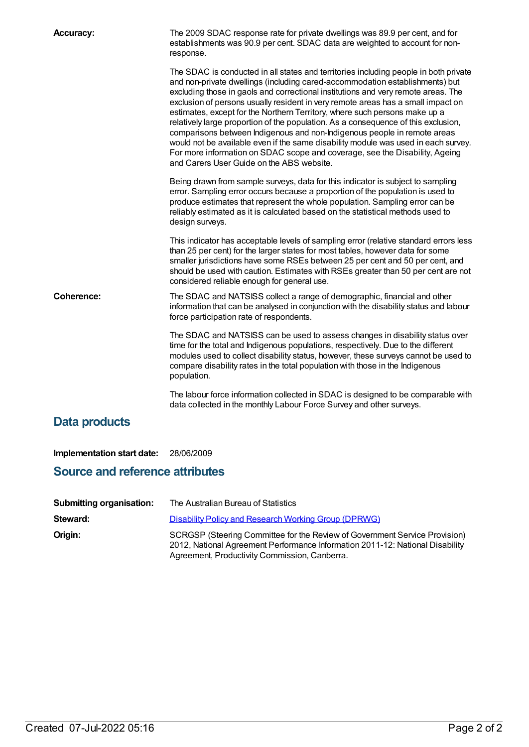**Accuracy:** The 2009 SDAC response rate for private dwellings was 89.9 per cent, and for establishments was 90.9 per cent. SDAC data are weighted to account for non-response.

The SDAC is conducted in all states and territories including people in both private and non-private dwellings (including cared-accommodation establishments) but excluding those in gaols and correctional institutions and very remote areas. The exclusion of persons usually resident in very remote areas has a small impact on estimates, except for the Northern Territory, where such persons make up a relatively large proportion of the population. As a consequence of this exclusion, comparisons between Indigenous and non-Indigenous people in remote areas would not be available even if the same disability module was used in each survey. For more information on SDAC scope and coverage, see the Disability, Ageing and Carers User Guide on the ABS website.

Being drawn from sample surveys, data for this indicator is subject to sampling error. Sampling error occurs because a proportion of the population is used to produce estimates that represent the whole population. Sampling error can be reliably estimated as it is calculated based on the statistical methods used to design surveys.

This indicator has acceptable levels of sampling error (relative standard errors less than 25 per cent) for the larger states for most tables, however data for some smaller jurisdictions have some RSEs between 25 per cent and 50 per cent, and should be used with caution. Estimates with RSEs greater than 50 per cent are not considered reliable enough for general use.

**Coherence:** The SDAC and NATSISS collect a range of demographic, financial and other information that can be analysed in conjunction with the disability status and labour force participation rate of respondents.

The SDAC and NATSISS can be used to assess changes in disability status over time for the total and Indigenous populations, respectively. Due to the different modules used to collect disability status, however, these surveys cannot be used to compare disability rates in the total population with those in the Indigenous population.

The labour force information collected in SDAC is designed to be comparable with data collected in the monthly Labour Force Survey and other surveys.

## Data products

**Implementation start date:** 28/06/2009

## Source and reference attributes

**Submitting organisation:** The Australian Bureau of Statistics

**Steward:** Disability Policy and Research Working Group (DPRWG)

**Origin:** SCRGSP (Steering Committee for the Review of Government Service Provision) 2012, National Agreement Performance Information 2011-12: National Disability Agreement, Productivity Commission, Canberra.